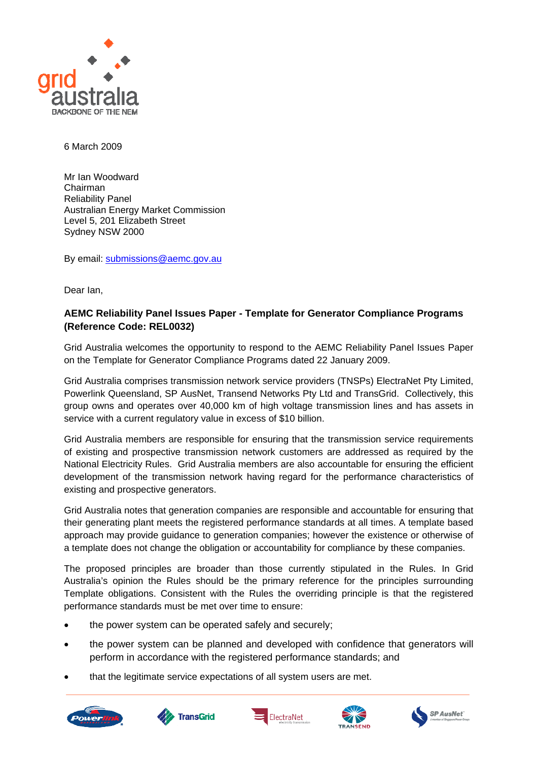6 March 2009

Mr Ian Woodward
Chairman
Reliability Panel
Australian Energy Market Commission
Level 5, 201 Elizabeth Street
Sydney NSW 2000

By email: submissions@aemc.gov.au

Dear Ian,

**AEMC Reliability Panel Issues Paper - Template for Generator Compliance Programs (Reference Code: REL0032)**

Grid Australia welcomes the opportunity to respond to the AEMC Reliability Panel Issues Paper on the Template for Generator Compliance Programs dated 22 January 2009.

Grid Australia comprises transmission network service providers (TNSPs) ElectraNet Pty Limited, Powerlink Queensland, SP AusNet, Transend Networks Pty Ltd and TransGrid. Collectively, this group owns and operates over 40,000 km of high voltage transmission lines and has assets in service with a current regulatory value in excess of $10 billion.

Grid Australia members are responsible for ensuring that the transmission service requirements of existing and prospective transmission network customers are addressed as required by the National Electricity Rules. Grid Australia members are also accountable for ensuring the efficient development of the transmission network having regard for the performance characteristics of existing and prospective generators.

Grid Australia notes that generation companies are responsible and accountable for ensuring that their generating plant meets the registered performance standards at all times. A template based approach may provide guidance to generation companies; however the existence or otherwise of a template does not change the obligation or accountability for compliance by these companies.

The proposed principles are broader than those currently stipulated in the Rules. In Grid Australia's opinion the Rules should be the primary reference for the principles surrounding Template obligations. Consistent with the Rules the overriding principle is that the registered performance standards must be met over time to ensure:

- the power system can be operated safely and securely;
- the power system can be planned and developed with confidence that generators will perform in accordance with the registered performance standards; and
- that the legitimate service expectations of all system users are met.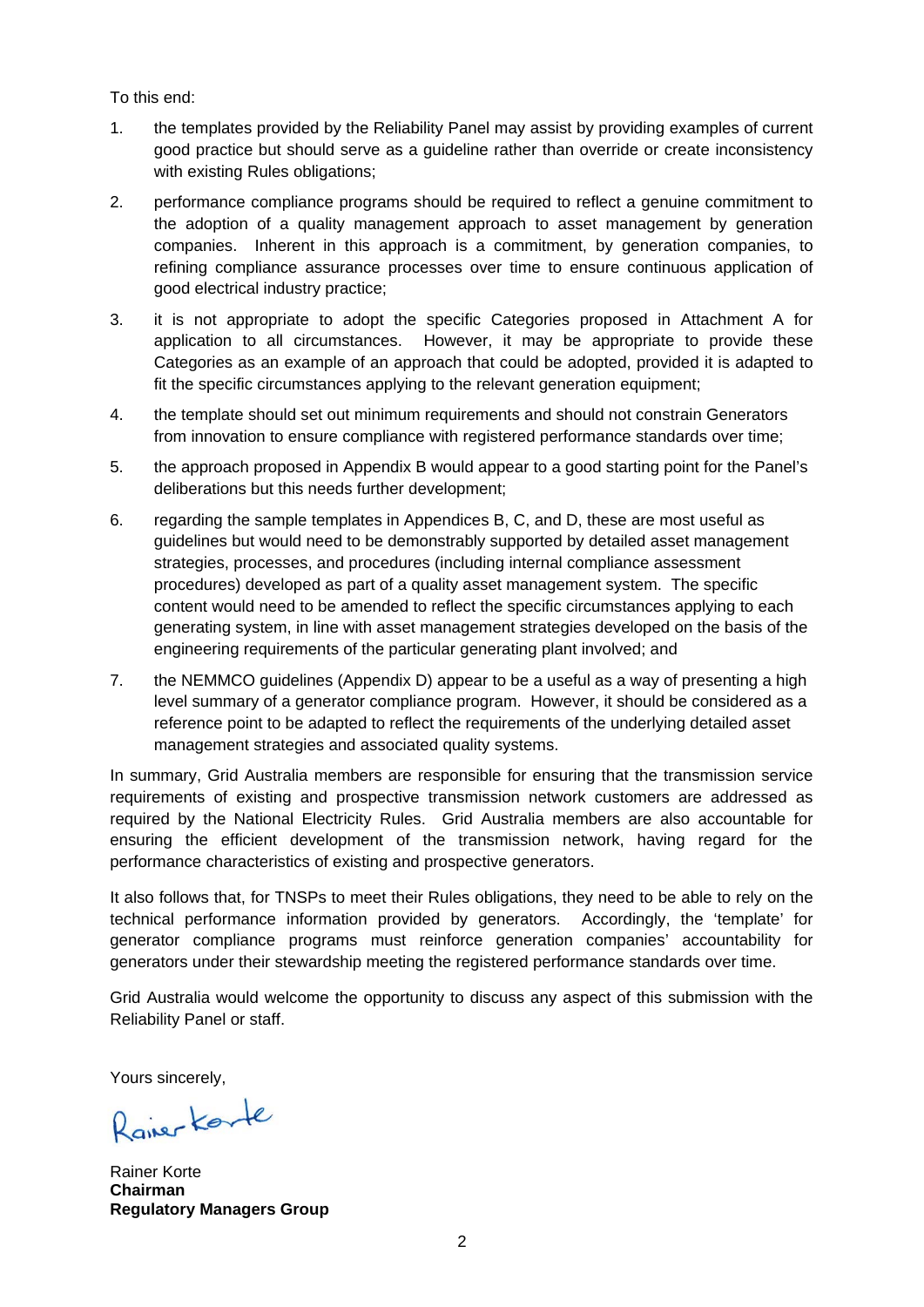To this end:

1. the templates provided by the Reliability Panel may assist by providing examples of current good practice but should serve as a guideline rather than override or create inconsistency with existing Rules obligations;

2. performance compliance programs should be required to reflect a genuine commitment to the adoption of a quality management approach to asset management by generation companies. Inherent in this approach is a commitment, by generation companies, to refining compliance assurance processes over time to ensure continuous application of good electrical industry practice;

3. it is not appropriate to adopt the specific Categories proposed in Attachment A for application to all circumstances. However, it may be appropriate to provide these Categories as an example of an approach that could be adopted, provided it is adapted to fit the specific circumstances applying to the relevant generation equipment;

4. the template should set out minimum requirements and should not constrain Generators from innovation to ensure compliance with registered performance standards over time;

5. the approach proposed in Appendix B would appear to a good starting point for the Panel's deliberations but this needs further development;

6. regarding the sample templates in Appendices B, C, and D, these are most useful as guidelines but would need to be demonstrably supported by detailed asset management strategies, processes, and procedures (including internal compliance assessment procedures) developed as part of a quality asset management system. The specific content would need to be amended to reflect the specific circumstances applying to each generating system, in line with asset management strategies developed on the basis of the engineering requirements of the particular generating plant involved; and

7. the NEMMCO guidelines (Appendix D) appear to be a useful as a way of presenting a high level summary of a generator compliance program. However, it should be considered as a reference point to be adapted to reflect the requirements of the underlying detailed asset management strategies and associated quality systems.

In summary, Grid Australia members are responsible for ensuring that the transmission service requirements of existing and prospective transmission network customers are addressed as required by the National Electricity Rules. Grid Australia members are also accountable for ensuring the efficient development of the transmission network, having regard for the performance characteristics of existing and prospective generators.

It also follows that, for TNSPs to meet their Rules obligations, they need to be able to rely on the technical performance information provided by generators. Accordingly, the 'template' for generator compliance programs must reinforce generation companies' accountability for generators under their stewardship meeting the registered performance standards over time.

Grid Australia would welcome the opportunity to discuss any aspect of this submission with the Reliability Panel or staff.

Yours sincerely,

Rainer Korte

Rainer Korte
**Chairman**
**Regulatory Managers Group**